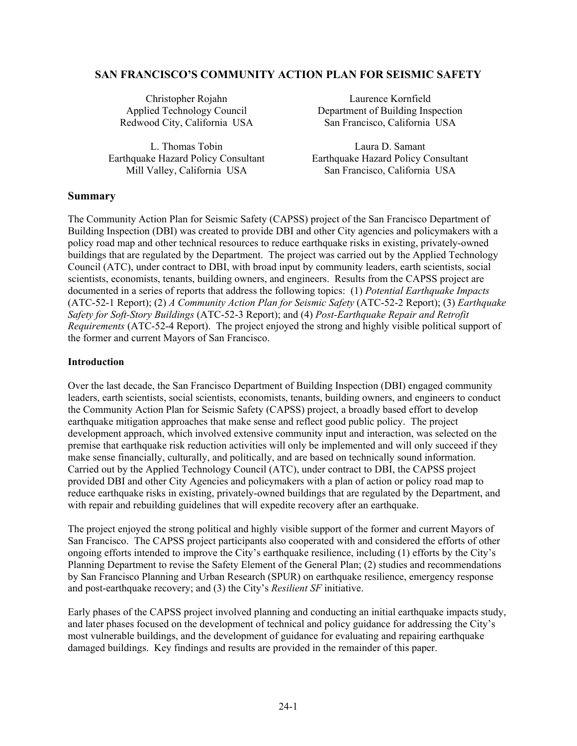# SAN FRANCISCO'S COMMUNITY ACTION PLAN FOR SEISMIC SAFETY

Christopher Rojahn
Applied Technology Council
Redwood City, California USA

Laurence Kornfield
Department of Building Inspection
San Francisco, California USA

L. Thomas Tobin
Earthquake Hazard Policy Consultant
Mill Valley, California USA

Laura D. Samant
Earthquake Hazard Policy Consultant
San Francisco, California USA

## Summary

The Community Action Plan for Seismic Safety (CAPSS) project of the San Francisco Department of Building Inspection (DBI) was created to provide DBI and other City agencies and policymakers with a policy road map and other technical resources to reduce earthquake risks in existing, privately-owned buildings that are regulated by the Department. The project was carried out by the Applied Technology Council (ATC), under contract to DBI, with broad input by community leaders, earth scientists, social scientists, economists, tenants, building owners, and engineers. Results from the CAPSS project are documented in a series of reports that address the following topics: (1) *Potential Earthquake Impacts* (ATC-52-1 Report); (2) *A Community Action Plan for Seismic Safety* (ATC-52-2 Report); (3) *Earthquake Safety for Soft-Story Buildings* (ATC-52-3 Report); and (4) *Post-Earthquake Repair and Retrofit Requirements* (ATC-52-4 Report). The project enjoyed the strong and highly visible political support of the former and current Mayors of San Francisco.

## Introduction

Over the last decade, the San Francisco Department of Building Inspection (DBI) engaged community leaders, earth scientists, social scientists, economists, tenants, building owners, and engineers to conduct the Community Action Plan for Seismic Safety (CAPSS) project, a broadly based effort to develop earthquake mitigation approaches that make sense and reflect good public policy. The project development approach, which involved extensive community input and interaction, was selected on the premise that earthquake risk reduction activities will only be implemented and will only succeed if they make sense financially, culturally, and politically, and are based on technically sound information. Carried out by the Applied Technology Council (ATC), under contract to DBI, the CAPSS project provided DBI and other City Agencies and policymakers with a plan of action or policy road map to reduce earthquake risks in existing, privately-owned buildings that are regulated by the Department, and with repair and rebuilding guidelines that will expedite recovery after an earthquake.

The project enjoyed the strong political and highly visible support of the former and current Mayors of San Francisco. The CAPSS project participants also cooperated with and considered the efforts of other ongoing efforts intended to improve the City's earthquake resilience, including (1) efforts by the City's Planning Department to revise the Safety Element of the General Plan; (2) studies and recommendations by San Francisco Planning and Urban Research (SPUR) on earthquake resilience, emergency response and post-earthquake recovery; and (3) the City's *Resilient SF* initiative.

Early phases of the CAPSS project involved planning and conducting an initial earthquake impacts study, and later phases focused on the development of technical and policy guidance for addressing the City's most vulnerable buildings, and the development of guidance for evaluating and repairing earthquake damaged buildings. Key findings and results are provided in the remainder of this paper.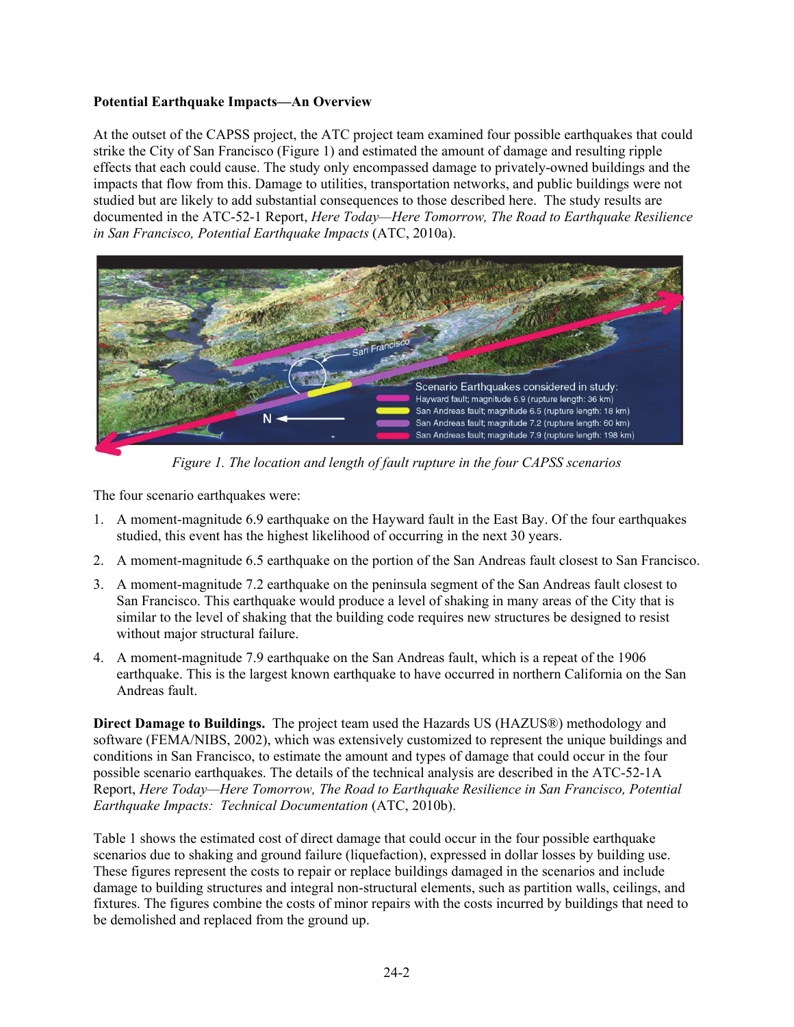**Potential Earthquake Impacts—An Overview**

At the outset of the CAPSS project, the ATC project team examined four possible earthquakes that could strike the City of San Francisco (Figure 1) and estimated the amount of damage and resulting ripple effects that each could cause. The study only encompassed damage to privately-owned buildings and the impacts that flow from this. Damage to utilities, transportation networks, and public buildings were not studied but are likely to add substantial consequences to those described here. The study results are documented in the ATC-52-1 Report, *Here Today—Here Tomorrow, The Road to Earthquake Resilience in San Francisco, Potential Earthquake Impacts* (ATC, 2010a).

*Figure 1. The location and length of fault rupture in the four CAPSS scenarios*

The four scenario earthquakes were:

1. A moment-magnitude 6.9 earthquake on the Hayward fault in the East Bay. Of the four earthquakes studied, this event has the highest likelihood of occurring in the next 30 years.
2. A moment-magnitude 6.5 earthquake on the portion of the San Andreas fault closest to San Francisco.
3. A moment-magnitude 7.2 earthquake on the peninsula segment of the San Andreas fault closest to San Francisco. This earthquake would produce a level of shaking in many areas of the City that is similar to the level of shaking that the building code requires new structures be designed to resist without major structural failure.
4. A moment-magnitude 7.9 earthquake on the San Andreas fault, which is a repeat of the 1906 earthquake. This is the largest known earthquake to have occurred in northern California on the San Andreas fault.

**Direct Damage to Buildings.** The project team used the Hazards US (HAZUS®) methodology and software (FEMA/NIBS, 2002), which was extensively customized to represent the unique buildings and conditions in San Francisco, to estimate the amount and types of damage that could occur in the four possible scenario earthquakes. The details of the technical analysis are described in the ATC-52-1A Report, *Here Today—Here Tomorrow, The Road to Earthquake Resilience in San Francisco, Potential Earthquake Impacts: Technical Documentation* (ATC, 2010b).

Table 1 shows the estimated cost of direct damage that could occur in the four possible earthquake scenarios due to shaking and ground failure (liquefaction), expressed in dollar losses by building use. These figures represent the costs to repair or replace buildings damaged in the scenarios and include damage to building structures and integral non-structural elements, such as partition walls, ceilings, and fixtures. The figures combine the costs of minor repairs with the costs incurred by buildings that need to be demolished and replaced from the ground up.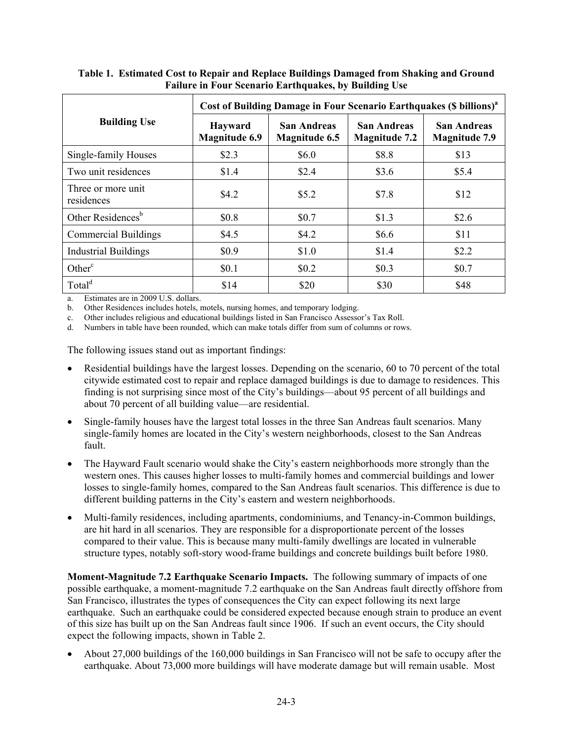**Table 1. Estimated Cost to Repair and Replace Buildings Damaged from Shaking and Ground Failure in Four Scenario Earthquakes, by Building Use**

| Building Use | Cost of Building Damage in Four Scenario Earthquakes ($ billions)[a] | | | |
|---|---|---|---|---|
| | Hayward Magnitude 6.9 | San Andreas Magnitude 6.5 | San Andreas Magnitude 7.2 | San Andreas Magnitude 7.9 |
| Single-family Houses | $2.3 | $6.0 | $8.8 | $13 |
| Two unit residences | $1.4 | $2.4 | $3.6 | $5.4 |
| Three or more unit residences | $4.2 | $5.2 | $7.8 | $12 |
| Other Residences[b] | $0.8 | $0.7 | $1.3 | $2.6 |
| Commercial Buildings | $4.5 | $4.2 | $6.6 | $11 |
| Industrial Buildings | $0.9 | $1.0 | $1.4 | $2.2 |
| Other[c] | $0.1 | $0.2 | $0.3 | $0.7 |
| Total[d] | $14 | $20 | $30 | $48 |

a. Estimates are in 2009 U.S. dollars.
b. Other Residences includes hotels, motels, nursing homes, and temporary lodging.
c. Other includes religious and educational buildings listed in San Francisco Assessor's Tax Roll.
d. Numbers in table have been rounded, which can make totals differ from sum of columns or rows.

The following issues stand out as important findings:

- Residential buildings have the largest losses. Depending on the scenario, 60 to 70 percent of the total citywide estimated cost to repair and replace damaged buildings is due to damage to residences. This finding is not surprising since most of the City's buildings—about 95 percent of all buildings and about 70 percent of all building value—are residential.
- Single-family houses have the largest total losses in the three San Andreas fault scenarios. Many single-family homes are located in the City's western neighborhoods, closest to the San Andreas fault.
- The Hayward Fault scenario would shake the City's eastern neighborhoods more strongly than the western ones. This causes higher losses to multi-family homes and commercial buildings and lower losses to single-family homes, compared to the San Andreas fault scenarios. This difference is due to different building patterns in the City's eastern and western neighborhoods.
- Multi-family residences, including apartments, condominiums, and Tenancy-in-Common buildings, are hit hard in all scenarios. They are responsible for a disproportionate percent of the losses compared to their value. This is because many multi-family dwellings are located in vulnerable structure types, notably soft-story wood-frame buildings and concrete buildings built before 1980.

**Moment-Magnitude 7.2 Earthquake Scenario Impacts.** The following summary of impacts of one possible earthquake, a moment-magnitude 7.2 earthquake on the San Andreas fault directly offshore from San Francisco, illustrates the types of consequences the City can expect following its next large earthquake. Such an earthquake could be considered expected because enough strain to produce an event of this size has built up on the San Andreas fault since 1906. If such an event occurs, the City should expect the following impacts, shown in Table 2.

- About 27,000 buildings of the 160,000 buildings in San Francisco will not be safe to occupy after the earthquake. About 73,000 more buildings will have moderate damage but will remain usable. Most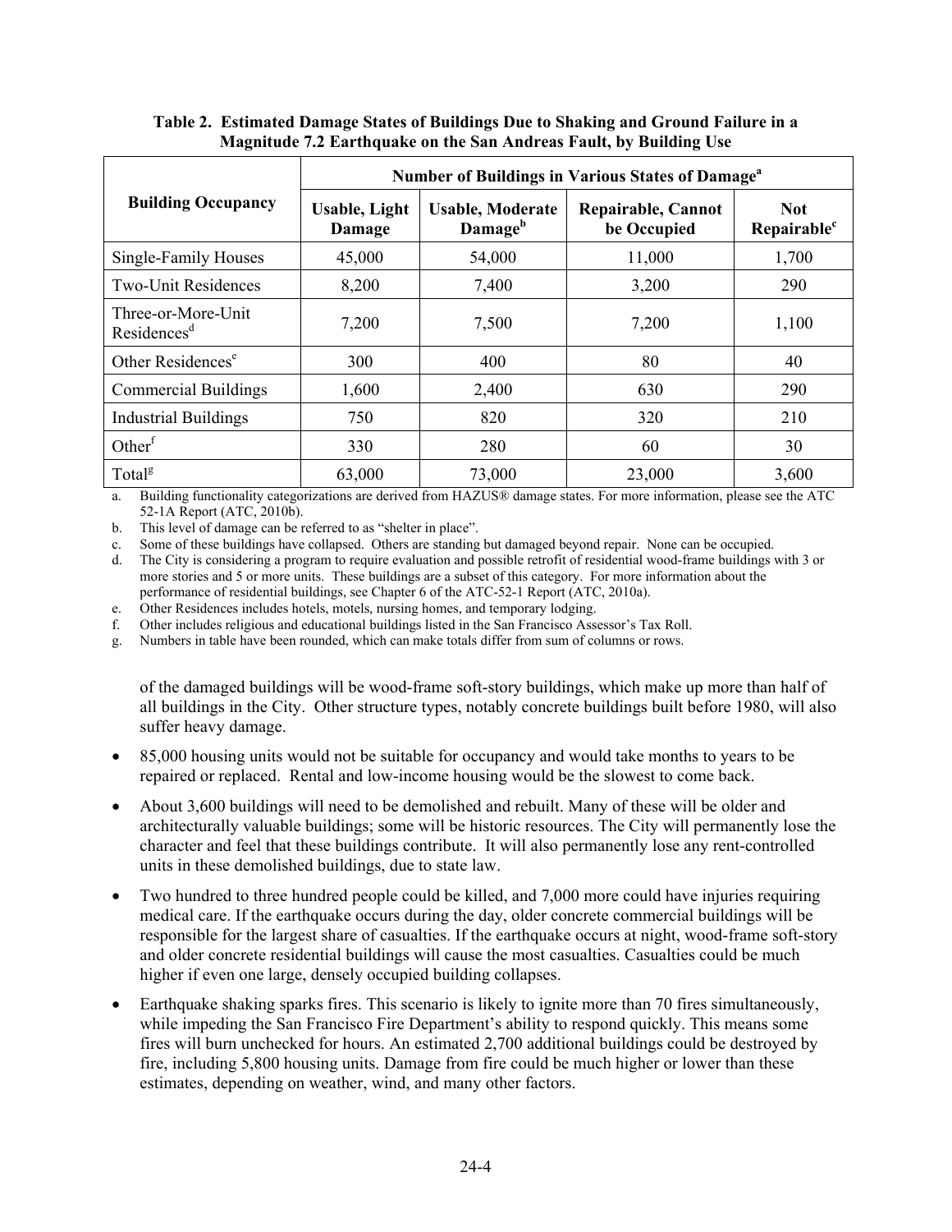**Table 2. Estimated Damage States of Buildings Due to Shaking and Ground Failure in a Magnitude 7.2 Earthquake on the San Andreas Fault, by Building Use**

| Building Occupancy | Number of Buildings in Various States of Damage[a] | | | |
|---|---|---|---|---|
| | Usable, Light Damage | Usable, Moderate Damage[b] | Repairable, Cannot be Occupied | Not Repairable[c] |
| Single-Family Houses | 45,000 | 54,000 | 11,000 | 1,700 |
| Two-Unit Residences | 8,200 | 7,400 | 3,200 | 290 |
| Three-or-More-Unit Residences[d] | 7,200 | 7,500 | 7,200 | 1,100 |
| Other Residences[e] | 300 | 400 | 80 | 40 |
| Commercial Buildings | 1,600 | 2,400 | 630 | 290 |
| Industrial Buildings | 750 | 820 | 320 | 210 |
| Other[f] | 330 | 280 | 60 | 30 |
| Total[g] | 63,000 | 73,000 | 23,000 | 3,600 |

a. Building functionality categorizations are derived from HAZUS® damage states. For more information, please see the ATC 52-1A Report (ATC, 2010b).

b. This level of damage can be referred to as "shelter in place".

c. Some of these buildings have collapsed. Others are standing but damaged beyond repair. None can be occupied.

d. The City is considering a program to require evaluation and possible retrofit of residential wood-frame buildings with 3 or more stories and 5 or more units. These buildings are a subset of this category. For more information about the performance of residential buildings, see Chapter 6 of the ATC-52-1 Report (ATC, 2010a).

e. Other Residences includes hotels, motels, nursing homes, and temporary lodging.

f. Other includes religious and educational buildings listed in the San Francisco Assessor's Tax Roll.

g. Numbers in table have been rounded, which can make totals differ from sum of columns or rows.

of the damaged buildings will be wood-frame soft-story buildings, which make up more than half of all buildings in the City. Other structure types, notably concrete buildings built before 1980, will also suffer heavy damage.

- 85,000 housing units would not be suitable for occupancy and would take months to years to be repaired or replaced. Rental and low-income housing would be the slowest to come back.
- About 3,600 buildings will need to be demolished and rebuilt. Many of these will be older and architecturally valuable buildings; some will be historic resources. The City will permanently lose the character and feel that these buildings contribute. It will also permanently lose any rent-controlled units in these demolished buildings, due to state law.
- Two hundred to three hundred people could be killed, and 7,000 more could have injuries requiring medical care. If the earthquake occurs during the day, older concrete commercial buildings will be responsible for the largest share of casualties. If the earthquake occurs at night, wood-frame soft-story and older concrete residential buildings will cause the most casualties. Casualties could be much higher if even one large, densely occupied building collapses.
- Earthquake shaking sparks fires. This scenario is likely to ignite more than 70 fires simultaneously, while impeding the San Francisco Fire Department's ability to respond quickly. This means some fires will burn unchecked for hours. An estimated 2,700 additional buildings could be destroyed by fire, including 5,800 housing units. Damage from fire could be much higher or lower than these estimates, depending on weather, wind, and many other factors.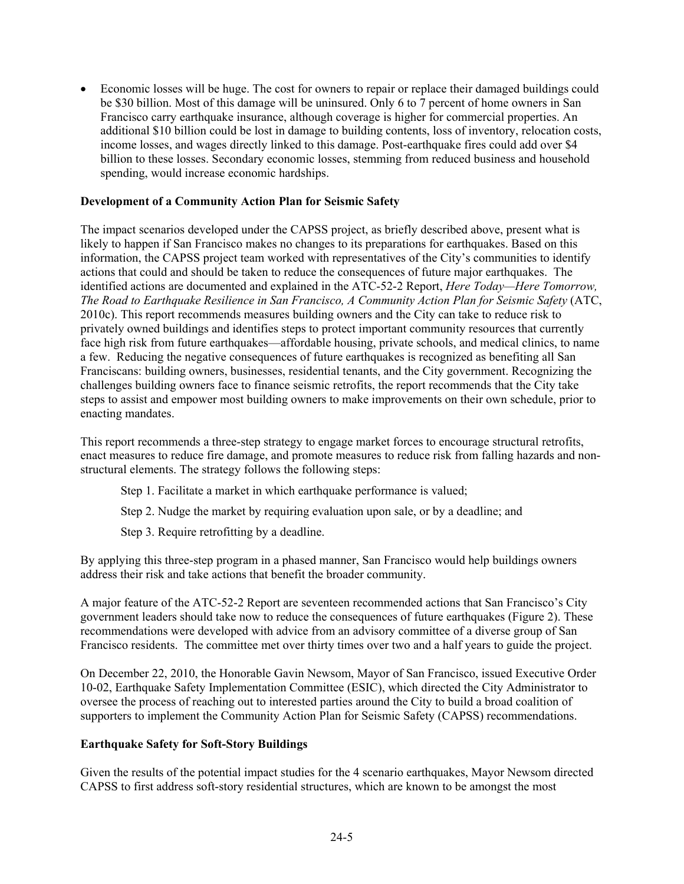- Economic losses will be huge. The cost for owners to repair or replace their damaged buildings could be $30 billion. Most of this damage will be uninsured. Only 6 to 7 percent of home owners in San Francisco carry earthquake insurance, although coverage is higher for commercial properties. An additional $10 billion could be lost in damage to building contents, loss of inventory, relocation costs, income losses, and wages directly linked to this damage. Post-earthquake fires could add over $4 billion to these losses. Secondary economic losses, stemming from reduced business and household spending, would increase economic hardships.

**Development of a Community Action Plan for Seismic Safety**

The impact scenarios developed under the CAPSS project, as briefly described above, present what is likely to happen if San Francisco makes no changes to its preparations for earthquakes. Based on this information, the CAPSS project team worked with representatives of the City's communities to identify actions that could and should be taken to reduce the consequences of future major earthquakes. The identified actions are documented and explained in the ATC-52-2 Report, *Here Today—Here Tomorrow, The Road to Earthquake Resilience in San Francisco, A Community Action Plan for Seismic Safety* (ATC, 2010c). This report recommends measures building owners and the City can take to reduce risk to privately owned buildings and identifies steps to protect important community resources that currently face high risk from future earthquakes—affordable housing, private schools, and medical clinics, to name a few. Reducing the negative consequences of future earthquakes is recognized as benefiting all San Franciscans: building owners, businesses, residential tenants, and the City government. Recognizing the challenges building owners face to finance seismic retrofits, the report recommends that the City take steps to assist and empower most building owners to make improvements on their own schedule, prior to enacting mandates.

This report recommends a three-step strategy to engage market forces to encourage structural retrofits, enact measures to reduce fire damage, and promote measures to reduce risk from falling hazards and non-structural elements. The strategy follows the following steps:

Step 1. Facilitate a market in which earthquake performance is valued;

Step 2. Nudge the market by requiring evaluation upon sale, or by a deadline; and

Step 3. Require retrofitting by a deadline.

By applying this three-step program in a phased manner, San Francisco would help buildings owners address their risk and take actions that benefit the broader community.

A major feature of the ATC-52-2 Report are seventeen recommended actions that San Francisco's City government leaders should take now to reduce the consequences of future earthquakes (Figure 2). These recommendations were developed with advice from an advisory committee of a diverse group of San Francisco residents. The committee met over thirty times over two and a half years to guide the project.

On December 22, 2010, the Honorable Gavin Newsom, Mayor of San Francisco, issued Executive Order 10-02, Earthquake Safety Implementation Committee (ESIC), which directed the City Administrator to oversee the process of reaching out to interested parties around the City to build a broad coalition of supporters to implement the Community Action Plan for Seismic Safety (CAPSS) recommendations.

**Earthquake Safety for Soft-Story Buildings**

Given the results of the potential impact studies for the 4 scenario earthquakes, Mayor Newsom directed CAPSS to first address soft-story residential structures, which are known to be amongst the most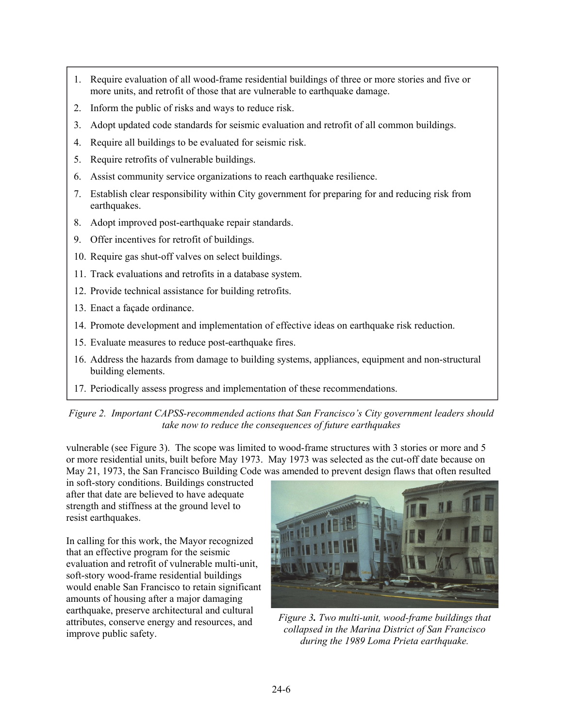1. Require evaluation of all wood-frame residential buildings of three or more stories and five or more units, and retrofit of those that are vulnerable to earthquake damage.
2. Inform the public of risks and ways to reduce risk.
3. Adopt updated code standards for seismic evaluation and retrofit of all common buildings.
4. Require all buildings to be evaluated for seismic risk.
5. Require retrofits of vulnerable buildings.
6. Assist community service organizations to reach earthquake resilience.
7. Establish clear responsibility within City government for preparing for and reducing risk from earthquakes.
8. Adopt improved post-earthquake repair standards.
9. Offer incentives for retrofit of buildings.
10. Require gas shut-off valves on select buildings.
11. Track evaluations and retrofits in a database system.
12. Provide technical assistance for building retrofits.
13. Enact a façade ordinance.
14. Promote development and implementation of effective ideas on earthquake risk reduction.
15. Evaluate measures to reduce post-earthquake fires.
16. Address the hazards from damage to building systems, appliances, equipment and non-structural building elements.
17. Periodically assess progress and implementation of these recommendations.

*Figure 2. Important CAPSS-recommended actions that San Francisco's City government leaders should take now to reduce the consequences of future earthquakes*

vulnerable (see Figure 3). The scope was limited to wood-frame structures with 3 stories or more and 5 or more residential units, built before May 1973. May 1973 was selected as the cut-off date because on May 21, 1973, the San Francisco Building Code was amended to prevent design flaws that often resulted in soft-story conditions. Buildings constructed after that date are believed to have adequate strength and stiffness at the ground level to resist earthquakes.

In calling for this work, the Mayor recognized that an effective program for the seismic evaluation and retrofit of vulnerable multi-unit, soft-story wood-frame residential buildings would enable San Francisco to retain significant amounts of housing after a major damaging earthquake, preserve architectural and cultural attributes, conserve energy and resources, and improve public safety.

*Figure 3. Two multi-unit, wood-frame buildings that collapsed in the Marina District of San Francisco during the 1989 Loma Prieta earthquake.*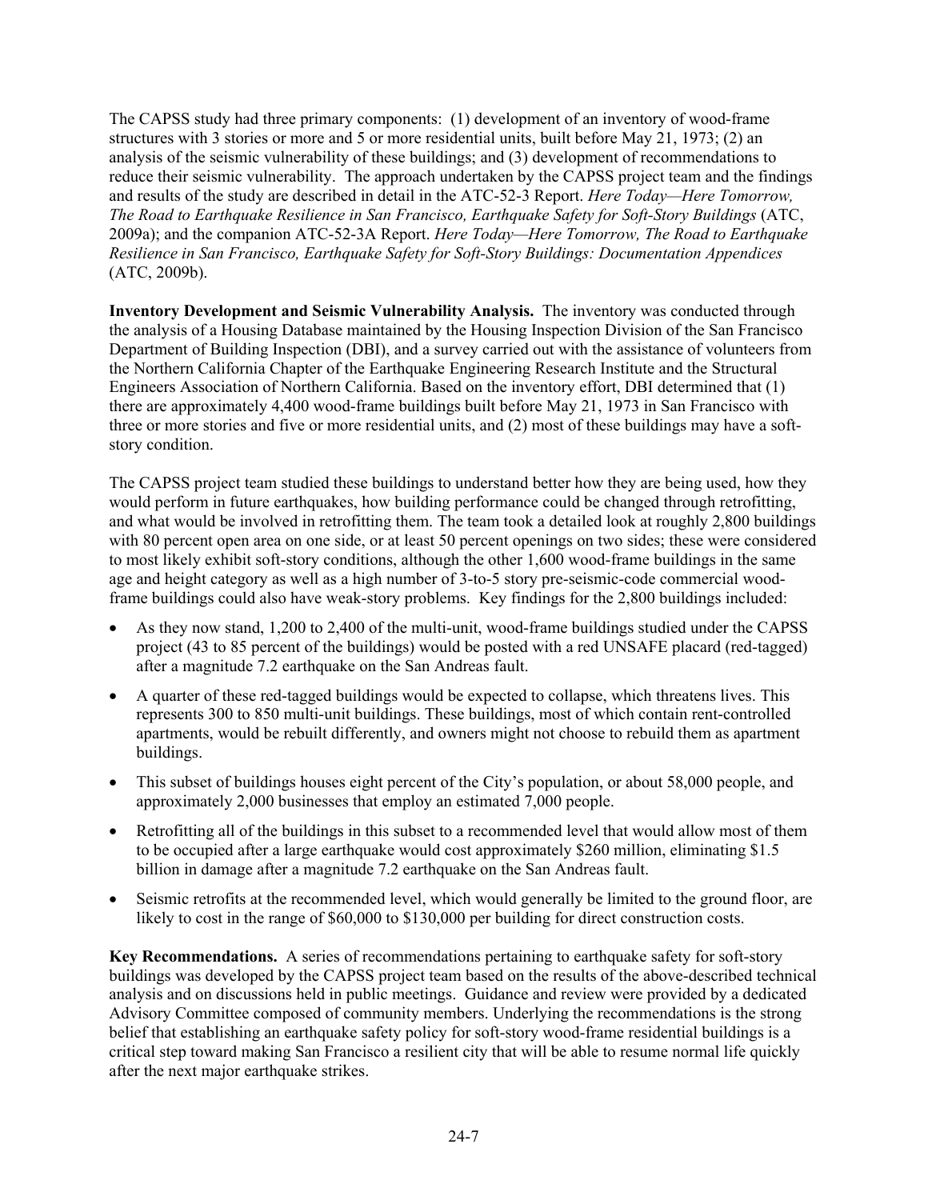The CAPSS study had three primary components: (1) development of an inventory of wood-frame structures with 3 stories or more and 5 or more residential units, built before May 21, 1973; (2) an analysis of the seismic vulnerability of these buildings; and (3) development of recommendations to reduce their seismic vulnerability. The approach undertaken by the CAPSS project team and the findings and results of the study are described in detail in the ATC-52-3 Report. *Here Today—Here Tomorrow, The Road to Earthquake Resilience in San Francisco, Earthquake Safety for Soft-Story Buildings* (ATC, 2009a); and the companion ATC-52-3A Report. *Here Today—Here Tomorrow, The Road to Earthquake Resilience in San Francisco, Earthquake Safety for Soft-Story Buildings: Documentation Appendices* (ATC, 2009b).

**Inventory Development and Seismic Vulnerability Analysis.** The inventory was conducted through the analysis of a Housing Database maintained by the Housing Inspection Division of the San Francisco Department of Building Inspection (DBI), and a survey carried out with the assistance of volunteers from the Northern California Chapter of the Earthquake Engineering Research Institute and the Structural Engineers Association of Northern California. Based on the inventory effort, DBI determined that (1) there are approximately 4,400 wood-frame buildings built before May 21, 1973 in San Francisco with three or more stories and five or more residential units, and (2) most of these buildings may have a soft-story condition.

The CAPSS project team studied these buildings to understand better how they are being used, how they would perform in future earthquakes, how building performance could be changed through retrofitting, and what would be involved in retrofitting them. The team took a detailed look at roughly 2,800 buildings with 80 percent open area on one side, or at least 50 percent openings on two sides; these were considered to most likely exhibit soft-story conditions, although the other 1,600 wood-frame buildings in the same age and height category as well as a high number of 3-to-5 story pre-seismic-code commercial wood-frame buildings could also have weak-story problems. Key findings for the 2,800 buildings included:

- As they now stand, 1,200 to 2,400 of the multi-unit, wood-frame buildings studied under the CAPSS project (43 to 85 percent of the buildings) would be posted with a red UNSAFE placard (red-tagged) after a magnitude 7.2 earthquake on the San Andreas fault.
- A quarter of these red-tagged buildings would be expected to collapse, which threatens lives. This represents 300 to 850 multi-unit buildings. These buildings, most of which contain rent-controlled apartments, would be rebuilt differently, and owners might not choose to rebuild them as apartment buildings.
- This subset of buildings houses eight percent of the City's population, or about 58,000 people, and approximately 2,000 businesses that employ an estimated 7,000 people.
- Retrofitting all of the buildings in this subset to a recommended level that would allow most of them to be occupied after a large earthquake would cost approximately $260 million, eliminating $1.5 billion in damage after a magnitude 7.2 earthquake on the San Andreas fault.
- Seismic retrofits at the recommended level, which would generally be limited to the ground floor, are likely to cost in the range of $60,000 to $130,000 per building for direct construction costs.

**Key Recommendations.** A series of recommendations pertaining to earthquake safety for soft-story buildings was developed by the CAPSS project team based on the results of the above-described technical analysis and on discussions held in public meetings. Guidance and review were provided by a dedicated Advisory Committee composed of community members. Underlying the recommendations is the strong belief that establishing an earthquake safety policy for soft-story wood-frame residential buildings is a critical step toward making San Francisco a resilient city that will be able to resume normal life quickly after the next major earthquake strikes.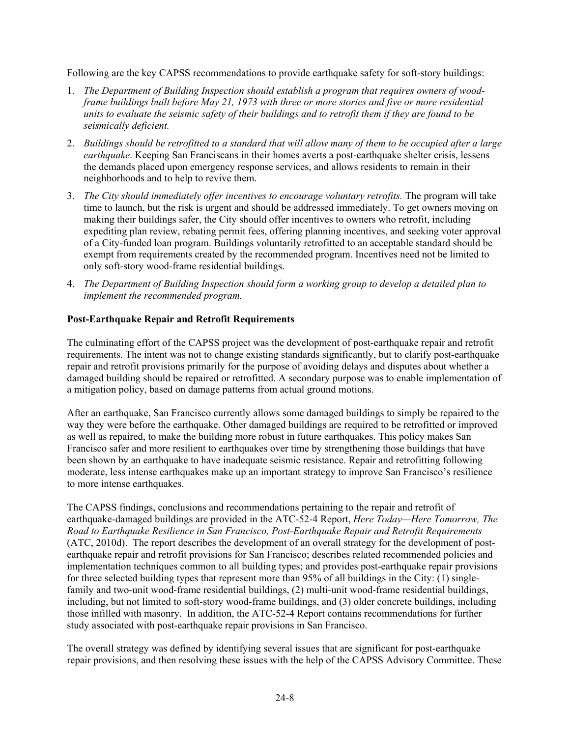Following are the key CAPSS recommendations to provide earthquake safety for soft-story buildings:

1. *The Department of Building Inspection should establish a program that requires owners of wood-frame buildings built before May 21, 1973 with three or more stories and five or more residential units to evaluate the seismic safety of their buildings and to retrofit them if they are found to be seismically deficient.*
2. *Buildings should be retrofitted to a standard that will allow many of them to be occupied after a large earthquake*. Keeping San Franciscans in their homes averts a post-earthquake shelter crisis, lessens the demands placed upon emergency response services, and allows residents to remain in their neighborhoods and to help to revive them.
3. *The City should immediately offer incentives to encourage voluntary retrofits.* The program will take time to launch, but the risk is urgent and should be addressed immediately. To get owners moving on making their buildings safer, the City should offer incentives to owners who retrofit, including expediting plan review, rebating permit fees, offering planning incentives, and seeking voter approval of a City-funded loan program. Buildings voluntarily retrofitted to an acceptable standard should be exempt from requirements created by the recommended program. Incentives need not be limited to only soft-story wood-frame residential buildings.
4. *The Department of Building Inspection should form a working group to develop a detailed plan to implement the recommended program.*

**Post-Earthquake Repair and Retrofit Requirements**

The culminating effort of the CAPSS project was the development of post-earthquake repair and retrofit requirements. The intent was not to change existing standards significantly, but to clarify post-earthquake repair and retrofit provisions primarily for the purpose of avoiding delays and disputes about whether a damaged building should be repaired or retrofitted. A secondary purpose was to enable implementation of a mitigation policy, based on damage patterns from actual ground motions.

After an earthquake, San Francisco currently allows some damaged buildings to simply be repaired to the way they were before the earthquake. Other damaged buildings are required to be retrofitted or improved as well as repaired, to make the building more robust in future earthquakes. This policy makes San Francisco safer and more resilient to earthquakes over time by strengthening those buildings that have been shown by an earthquake to have inadequate seismic resistance. Repair and retrofitting following moderate, less intense earthquakes make up an important strategy to improve San Francisco's resilience to more intense earthquakes.

The CAPSS findings, conclusions and recommendations pertaining to the repair and retrofit of earthquake-damaged buildings are provided in the ATC-52-4 Report, *Here Today—Here Tomorrow, The Road to Earthquake Resilience in San Francisco, Post-Earthquake Repair and Retrofit Requirements* (ATC, 2010d). The report describes the development of an overall strategy for the development of post-earthquake repair and retrofit provisions for San Francisco; describes related recommended policies and implementation techniques common to all building types; and provides post-earthquake repair provisions for three selected building types that represent more than 95% of all buildings in the City: (1) single-family and two-unit wood-frame residential buildings, (2) multi-unit wood-frame residential buildings, including, but not limited to soft-story wood-frame buildings, and (3) older concrete buildings, including those infilled with masonry. In addition, the ATC-52-4 Report contains recommendations for further study associated with post-earthquake repair provisions in San Francisco.

The overall strategy was defined by identifying several issues that are significant for post-earthquake repair provisions, and then resolving these issues with the help of the CAPSS Advisory Committee. These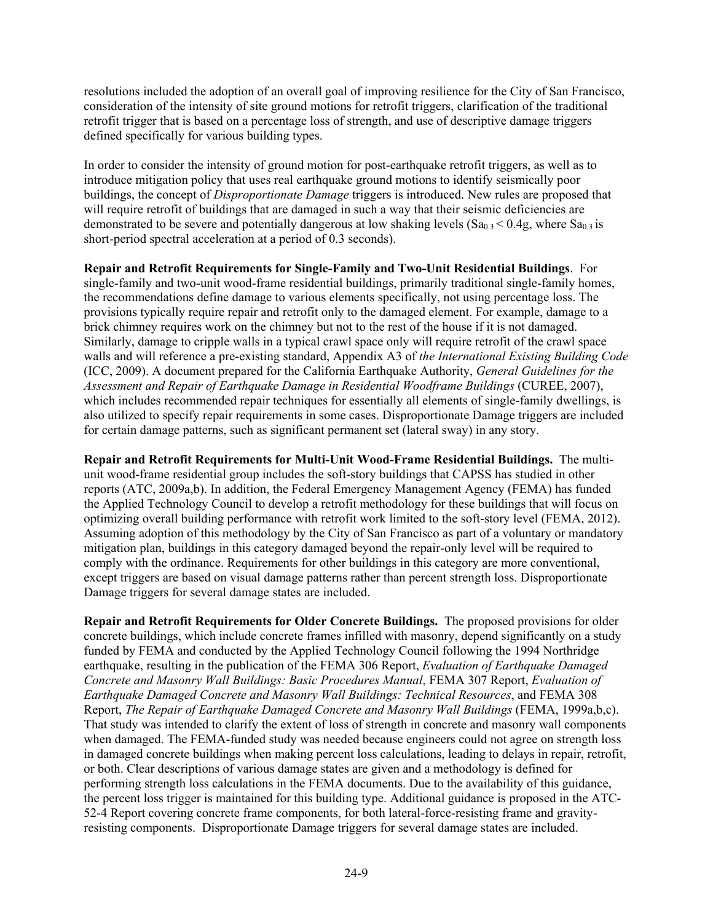resolutions included the adoption of an overall goal of improving resilience for the City of San Francisco, consideration of the intensity of site ground motions for retrofit triggers, clarification of the traditional retrofit trigger that is based on a percentage loss of strength, and use of descriptive damage triggers defined specifically for various building types.

In order to consider the intensity of ground motion for post-earthquake retrofit triggers, as well as to introduce mitigation policy that uses real earthquake ground motions to identify seismically poor buildings, the concept of *Disproportionate Damage* triggers is introduced. New rules are proposed that will require retrofit of buildings that are damaged in such a way that their seismic deficiencies are demonstrated to be severe and potentially dangerous at low shaking levels ($Sa_{0.3} < 0.4g$, where $Sa_{0.3}$ is short-period spectral acceleration at a period of 0.3 seconds).

**Repair and Retrofit Requirements for Single-Family and Two-Unit Residential Buildings**. For single-family and two-unit wood-frame residential buildings, primarily traditional single-family homes, the recommendations define damage to various elements specifically, not using percentage loss. The provisions typically require repair and retrofit only to the damaged element. For example, damage to a brick chimney requires work on the chimney but not to the rest of the house if it is not damaged. Similarly, damage to cripple walls in a typical crawl space only will require retrofit of the crawl space walls and will reference a pre-existing standard, Appendix A3 of *the International Existing Building Code* (ICC, 2009). A document prepared for the California Earthquake Authority, *General Guidelines for the Assessment and Repair of Earthquake Damage in Residential Woodframe Buildings* (CUREE, 2007), which includes recommended repair techniques for essentially all elements of single-family dwellings, is also utilized to specify repair requirements in some cases. Disproportionate Damage triggers are included for certain damage patterns, such as significant permanent set (lateral sway) in any story.

**Repair and Retrofit Requirements for Multi-Unit Wood-Frame Residential Buildings.** The multi-unit wood-frame residential group includes the soft-story buildings that CAPSS has studied in other reports (ATC, 2009a,b). In addition, the Federal Emergency Management Agency (FEMA) has funded the Applied Technology Council to develop a retrofit methodology for these buildings that will focus on optimizing overall building performance with retrofit work limited to the soft-story level (FEMA, 2012). Assuming adoption of this methodology by the City of San Francisco as part of a voluntary or mandatory mitigation plan, buildings in this category damaged beyond the repair-only level will be required to comply with the ordinance. Requirements for other buildings in this category are more conventional, except triggers are based on visual damage patterns rather than percent strength loss. Disproportionate Damage triggers for several damage states are included.

**Repair and Retrofit Requirements for Older Concrete Buildings.** The proposed provisions for older concrete buildings, which include concrete frames infilled with masonry, depend significantly on a study funded by FEMA and conducted by the Applied Technology Council following the 1994 Northridge earthquake, resulting in the publication of the FEMA 306 Report, *Evaluation of Earthquake Damaged Concrete and Masonry Wall Buildings: Basic Procedures Manual*, FEMA 307 Report, *Evaluation of Earthquake Damaged Concrete and Masonry Wall Buildings: Technical Resources*, and FEMA 308 Report, *The Repair of Earthquake Damaged Concrete and Masonry Wall Buildings* (FEMA, 1999a,b,c). That study was intended to clarify the extent of loss of strength in concrete and masonry wall components when damaged. The FEMA-funded study was needed because engineers could not agree on strength loss in damaged concrete buildings when making percent loss calculations, leading to delays in repair, retrofit, or both. Clear descriptions of various damage states are given and a methodology is defined for performing strength loss calculations in the FEMA documents. Due to the availability of this guidance, the percent loss trigger is maintained for this building type. Additional guidance is proposed in the ATC-52-4 Report covering concrete frame components, for both lateral-force-resisting frame and gravity-resisting components. Disproportionate Damage triggers for several damage states are included.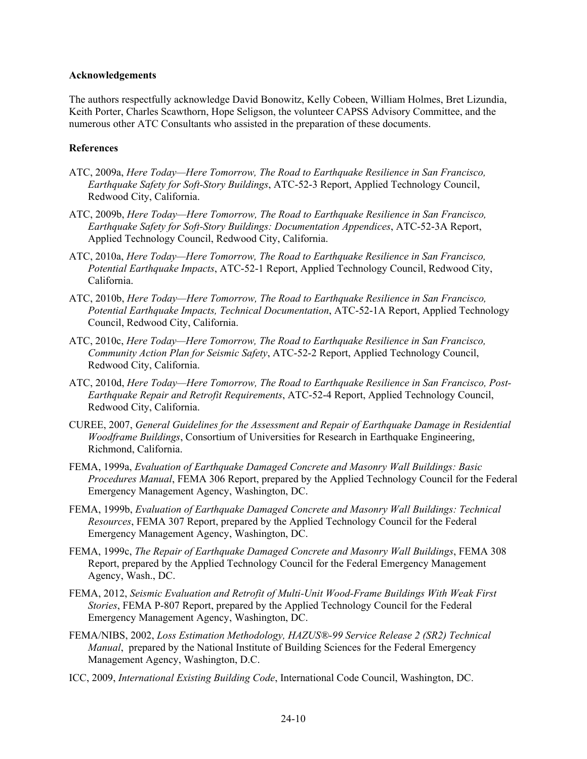**Acknowledgements**

The authors respectfully acknowledge David Bonowitz, Kelly Cobeen, William Holmes, Bret Lizundia, Keith Porter, Charles Scawthorn, Hope Seligson, the volunteer CAPSS Advisory Committee, and the numerous other ATC Consultants who assisted in the preparation of these documents.

**References**

ATC, 2009a, *Here Today—Here Tomorrow, The Road to Earthquake Resilience in San Francisco, Earthquake Safety for Soft-Story Buildings*, ATC-52-3 Report, Applied Technology Council, Redwood City, California.

ATC, 2009b, *Here Today—Here Tomorrow, The Road to Earthquake Resilience in San Francisco, Earthquake Safety for Soft-Story Buildings: Documentation Appendices*, ATC-52-3A Report, Applied Technology Council, Redwood City, California.

ATC, 2010a, *Here Today—Here Tomorrow, The Road to Earthquake Resilience in San Francisco, Potential Earthquake Impacts*, ATC-52-1 Report, Applied Technology Council, Redwood City, California.

ATC, 2010b, *Here Today—Here Tomorrow, The Road to Earthquake Resilience in San Francisco, Potential Earthquake Impacts, Technical Documentation*, ATC-52-1A Report, Applied Technology Council, Redwood City, California.

ATC, 2010c, *Here Today—Here Tomorrow, The Road to Earthquake Resilience in San Francisco, Community Action Plan for Seismic Safety*, ATC-52-2 Report, Applied Technology Council, Redwood City, California.

ATC, 2010d, *Here Today—Here Tomorrow, The Road to Earthquake Resilience in San Francisco, Post-Earthquake Repair and Retrofit Requirements*, ATC-52-4 Report, Applied Technology Council, Redwood City, California.

CUREE, 2007, *General Guidelines for the Assessment and Repair of Earthquake Damage in Residential Woodframe Buildings*, Consortium of Universities for Research in Earthquake Engineering, Richmond, California.

FEMA, 1999a, *Evaluation of Earthquake Damaged Concrete and Masonry Wall Buildings: Basic Procedures Manual*, FEMA 306 Report, prepared by the Applied Technology Council for the Federal Emergency Management Agency, Washington, DC.

FEMA, 1999b, *Evaluation of Earthquake Damaged Concrete and Masonry Wall Buildings: Technical Resources*, FEMA 307 Report, prepared by the Applied Technology Council for the Federal Emergency Management Agency, Washington, DC.

FEMA, 1999c, *The Repair of Earthquake Damaged Concrete and Masonry Wall Buildings*, FEMA 308 Report, prepared by the Applied Technology Council for the Federal Emergency Management Agency, Wash., DC.

FEMA, 2012, *Seismic Evaluation and Retrofit of Multi-Unit Wood-Frame Buildings With Weak First Stories*, FEMA P-807 Report, prepared by the Applied Technology Council for the Federal Emergency Management Agency, Washington, DC.

FEMA/NIBS, 2002, *Loss Estimation Methodology, HAZUS®-99 Service Release 2 (SR2) Technical Manual*, prepared by the National Institute of Building Sciences for the Federal Emergency Management Agency, Washington, D.C.

ICC, 2009, *International Existing Building Code*, International Code Council, Washington, DC.